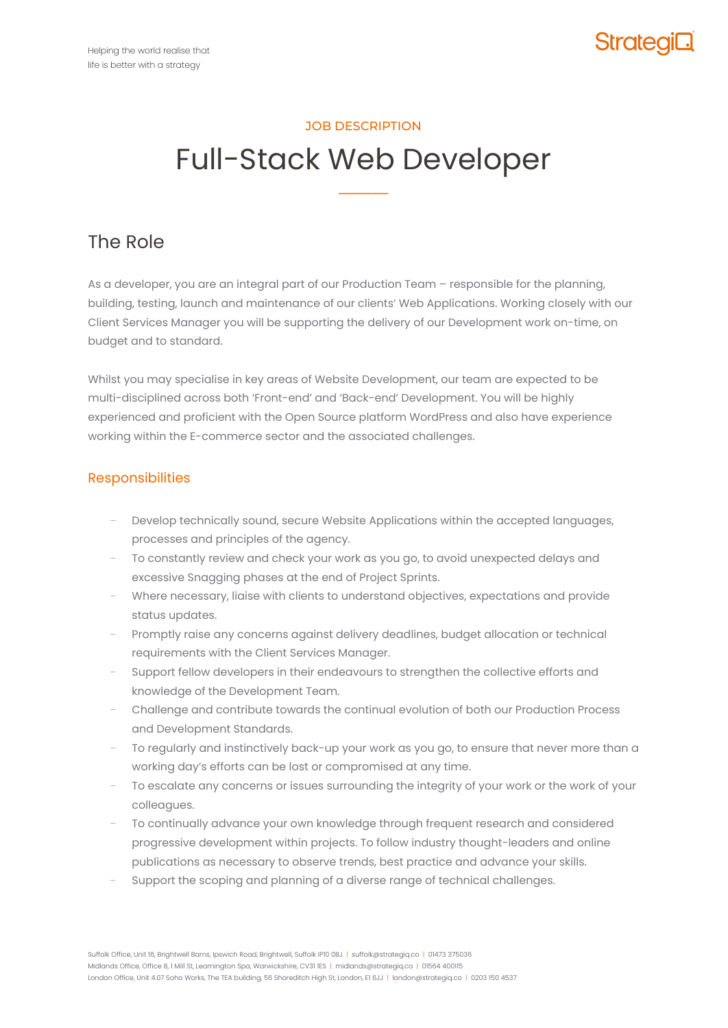Helping the world realise that
life is better with a strategy

JOB DESCRIPTION

# Full-Stack Web Developer

## The Role

As a developer, you are an integral part of our Production Team – responsible for the planning, building, testing, launch and maintenance of our clients' Web Applications. Working closely with our Client Services Manager you will be supporting the delivery of our Development work on-time, on budget and to standard.

Whilst you may specialise in key areas of Website Development, our team are expected to be multi-disciplined across both 'Front-end' and 'Back-end' Development. You will be highly experienced and proficient with the Open Source platform WordPress and also have experience working within the E-commerce sector and the associated challenges.

### Responsibilities

- Develop technically sound, secure Website Applications within the accepted languages, processes and principles of the agency.
- To constantly review and check your work as you go, to avoid unexpected delays and excessive Snagging phases at the end of Project Sprints.
- Where necessary, liaise with clients to understand objectives, expectations and provide status updates.
- Promptly raise any concerns against delivery deadlines, budget allocation or technical requirements with the Client Services Manager.
- Support fellow developers in their endeavours to strengthen the collective efforts and knowledge of the Development Team.
- Challenge and contribute towards the continual evolution of both our Production Process and Development Standards.
- To regularly and instinctively back-up your work as you go, to ensure that never more than a working day's efforts can be lost or compromised at any time.
- To escalate any concerns or issues surrounding the integrity of your work or the work of your colleagues.
- To continually advance your own knowledge through frequent research and considered progressive development within projects. To follow industry thought-leaders and online publications as necessary to observe trends, best practice and advance your skills.
- Support the scoping and planning of a diverse range of technical challenges.

Suffolk Office, Unit 16, Brightwell Barns, Ipswich Road, Brightwell, Suffolk IP10 0BJ | suffolk@strategiq.co | 01473 375036
Midlands Office, Office 8, 1 Mill St, Leamington Spa, Warwickshire, CV31 1ES | midlands@strategiq.co | 01564 400115
London Office, Unit 4.07 Soho Works, The TEA building, 56 Shoreditch High St, London, E1 6JJ | london@strategiq.co | 0203 150 4537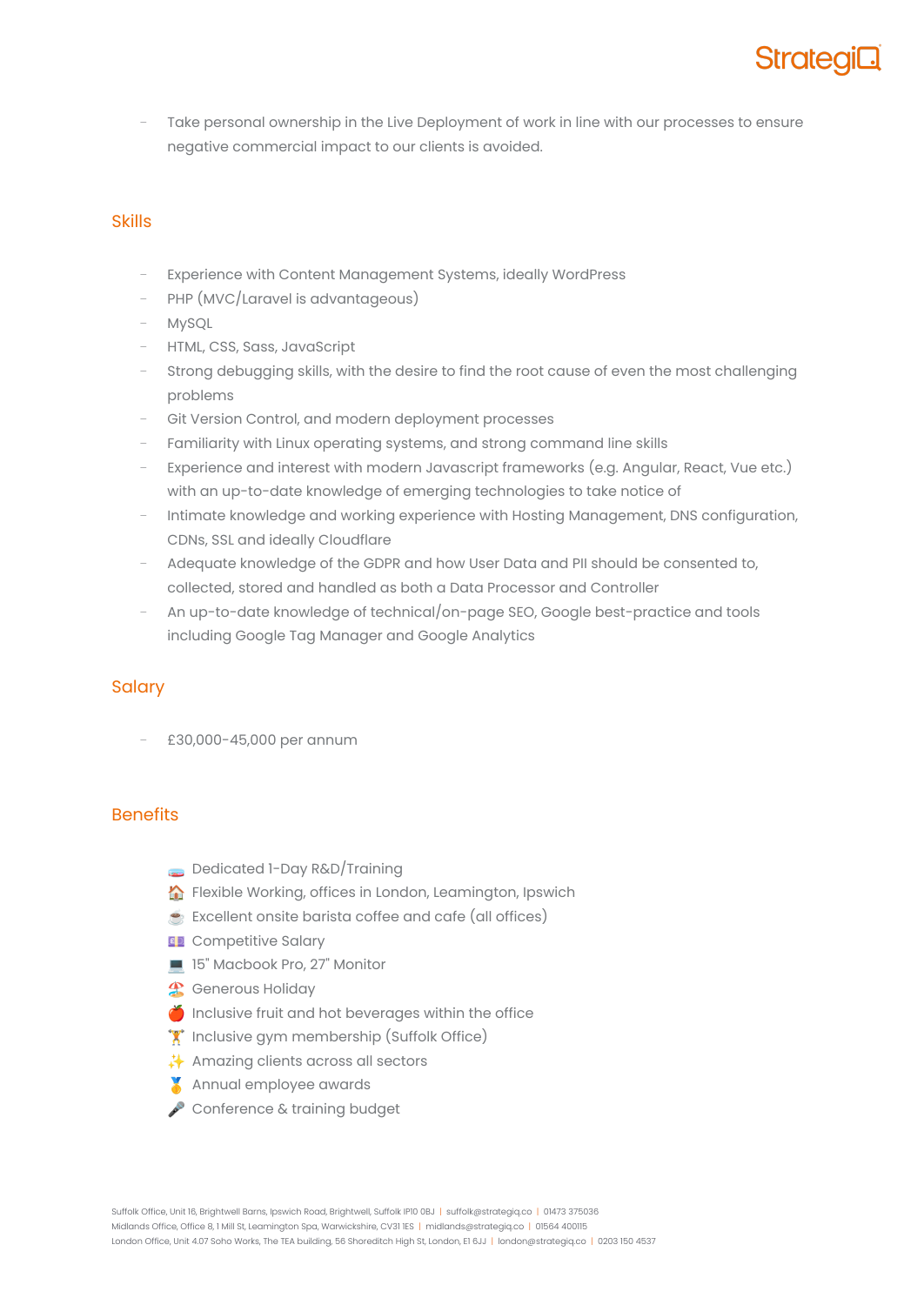- Take personal ownership in the Live Deployment of work in line with our processes to ensure negative commercial impact to our clients is avoided.

## Skills

- Experience with Content Management Systems, ideally WordPress
- PHP (MVC/Laravel is advantageous)
- MySQL
- HTML, CSS, Sass, JavaScript
- Strong debugging skills, with the desire to find the root cause of even the most challenging problems
- Git Version Control, and modern deployment processes
- Familiarity with Linux operating systems, and strong command line skills
- Experience and interest with modern Javascript frameworks (e.g. Angular, React, Vue etc.) with an up-to-date knowledge of emerging technologies to take notice of
- Intimate knowledge and working experience with Hosting Management, DNS configuration, CDNs, SSL and ideally Cloudflare
- Adequate knowledge of the GDPR and how User Data and PII should be consented to, collected, stored and handled as both a Data Processor and Controller
- An up-to-date knowledge of technical/on-page SEO, Google best-practice and tools including Google Tag Manager and Google Analytics

## Salary

- £30,000-45,000 per annum

## Benefits

🧫 Dedicated 1-Day R&D/Training
🏠 Flexible Working, offices in London, Leamington, Ipswich
☕ Excellent onsite barista coffee and cafe (all offices)
💷 Competitive Salary
💻 15" Macbook Pro, 27" Monitor
🏖️ Generous Holiday
🍎 Inclusive fruit and hot beverages within the office
🏋️ Inclusive gym membership (Suffolk Office)
✨ Amazing clients across all sectors
🥇 Annual employee awards
🎤 Conference & training budget

Suffolk Office, Unit 16, Brightwell Barns, Ipswich Road, Brightwell, Suffolk IP10 0BJ | suffolk@strategiq.co | 01473 375036
Midlands Office, Office 8, 1 Mill St, Leamington Spa, Warwickshire, CV31 1ES | midlands@strategiq.co | 01564 400115
London Office, Unit 4.07 Soho Works, The TEA building, 56 Shoreditch High St, London, E1 6JJ | london@strategiq.co | 0203 150 4537